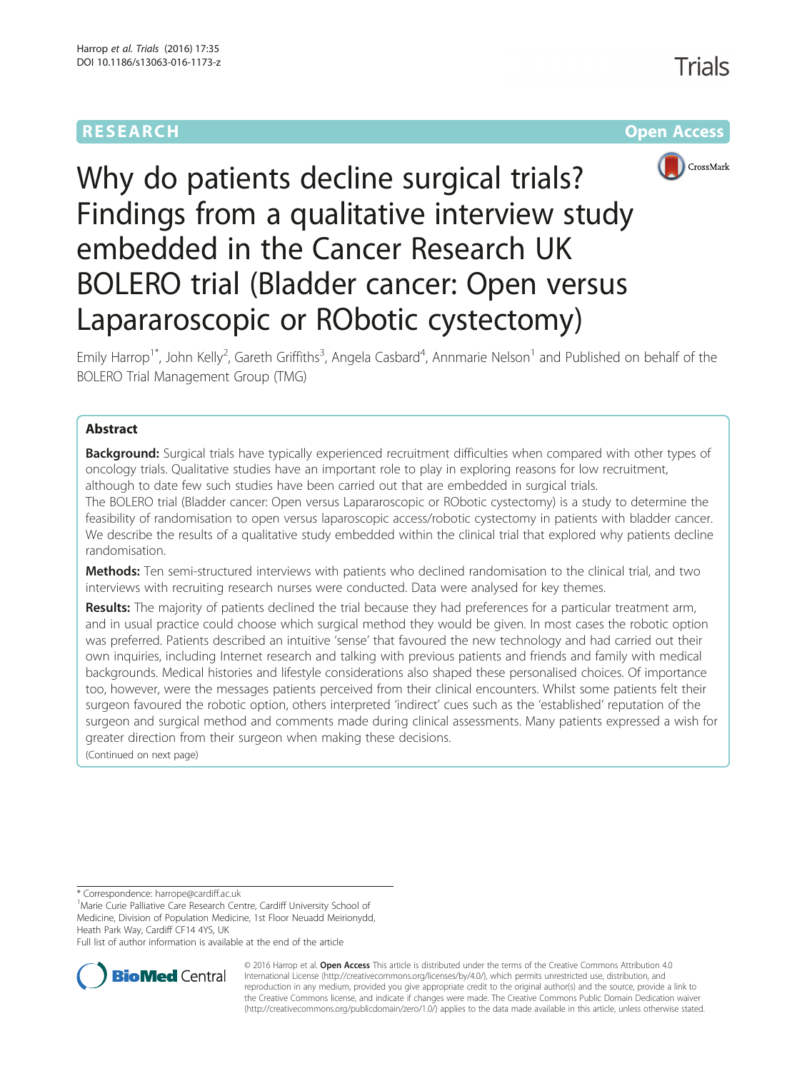RESEARCH **Open Access**

# Why do patients decline surgical trials? Findings from a qualitative interview study embedded in the Cancer Research UK BOLERO trial (Bladder cancer: Open versus Lapararoscopic or RObotic cystectomy)

Emily Harrop[1*], John Kelly[2], Gareth Griffiths[3], Angela Casbard[4], Annmarie Nelson[1] and Published on behalf of the BOLERO Trial Management Group (TMG)

## Abstract

**Background:** Surgical trials have typically experienced recruitment difficulties when compared with other types of oncology trials. Qualitative studies have an important role to play in exploring reasons for low recruitment, although to date few such studies have been carried out that are embedded in surgical trials.

The BOLERO trial (Bladder cancer: Open versus Lapararoscopic or RObotic cystectomy) is a study to determine the feasibility of randomisation to open versus laparoscopic access/robotic cystectomy in patients with bladder cancer. We describe the results of a qualitative study embedded within the clinical trial that explored why patients decline randomisation.

**Methods:** Ten semi-structured interviews with patients who declined randomisation to the clinical trial, and two interviews with recruiting research nurses were conducted. Data were analysed for key themes.

**Results:** The majority of patients declined the trial because they had preferences for a particular treatment arm, and in usual practice could choose which surgical method they would be given. In most cases the robotic option was preferred. Patients described an intuitive 'sense' that favoured the new technology and had carried out their own inquiries, including Internet research and talking with previous patients and friends and family with medical backgrounds. Medical histories and lifestyle considerations also shaped these personalised choices. Of importance too, however, were the messages patients perceived from their clinical encounters. Whilst some patients felt their surgeon favoured the robotic option, others interpreted 'indirect' cues such as the 'established' reputation of the surgeon and surgical method and comments made during clinical assessments. Many patients expressed a wish for greater direction from their surgeon when making these decisions.

(Continued on next page)

\* Correspondence: harrope@cardiff.ac.uk

[1]Marie Curie Palliative Care Research Centre, Cardiff University School of Medicine, Division of Population Medicine, 1st Floor Neuadd Meirionydd, Heath Park Way, Cardiff CF14 4YS, UK

Full list of author information is available at the end of the article

© 2016 Harrop et al. **Open Access** This article is distributed under the terms of the Creative Commons Attribution 4.0 International License (http://creativecommons.org/licenses/by/4.0/), which permits unrestricted use, distribution, and reproduction in any medium, provided you give appropriate credit to the original author(s) and the source, provide a link to the Creative Commons license, and indicate if changes were made. The Creative Commons Public Domain Dedication waiver (http://creativecommons.org/publicdomain/zero/1.0/) applies to the data made available in this article, unless otherwise stated.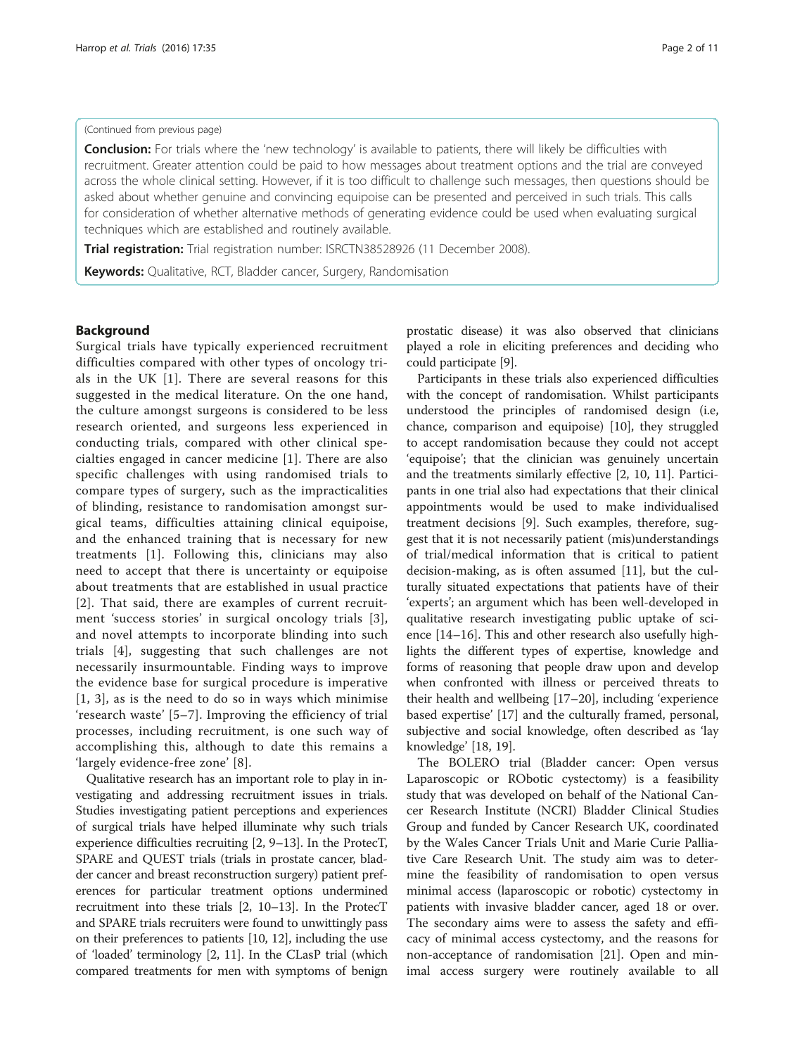(Continued from previous page)

**Conclusion:** For trials where the 'new technology' is available to patients, there will likely be difficulties with recruitment. Greater attention could be paid to how messages about treatment options and the trial are conveyed across the whole clinical setting. However, if it is too difficult to challenge such messages, then questions should be asked about whether genuine and convincing equipoise can be presented and perceived in such trials. This calls for consideration of whether alternative methods of generating evidence could be used when evaluating surgical techniques which are established and routinely available.

**Trial registration:** Trial registration number: ISRCTN38528926 (11 December 2008).

**Keywords:** Qualitative, RCT, Bladder cancer, Surgery, Randomisation

## Background

Surgical trials have typically experienced recruitment difficulties compared with other types of oncology trials in the UK [1]. There are several reasons for this suggested in the medical literature. On the one hand, the culture amongst surgeons is considered to be less research oriented, and surgeons less experienced in conducting trials, compared with other clinical specialties engaged in cancer medicine [1]. There are also specific challenges with using randomised trials to compare types of surgery, such as the impracticalities of blinding, resistance to randomisation amongst surgical teams, difficulties attaining clinical equipoise, and the enhanced training that is necessary for new treatments [1]. Following this, clinicians may also need to accept that there is uncertainty or equipoise about treatments that are established in usual practice [2]. That said, there are examples of current recruitment 'success stories' in surgical oncology trials [3], and novel attempts to incorporate blinding into such trials [4], suggesting that such challenges are not necessarily insurmountable. Finding ways to improve the evidence base for surgical procedure is imperative [1, 3], as is the need to do so in ways which minimise 'research waste' [5–7]. Improving the efficiency of trial processes, including recruitment, is one such way of accomplishing this, although to date this remains a 'largely evidence-free zone' [8].

Qualitative research has an important role to play in investigating and addressing recruitment issues in trials. Studies investigating patient perceptions and experiences of surgical trials have helped illuminate why such trials experience difficulties recruiting [2, 9–13]. In the ProtecT, SPARE and QUEST trials (trials in prostate cancer, bladder cancer and breast reconstruction surgery) patient preferences for particular treatment options undermined recruitment into these trials [2, 10–13]. In the ProtecT and SPARE trials recruiters were found to unwittingly pass on their preferences to patients [10, 12], including the use of 'loaded' terminology [2, 11]. In the CLasP trial (which compared treatments for men with symptoms of benign prostatic disease) it was also observed that clinicians played a role in eliciting preferences and deciding who could participate [9].

Participants in these trials also experienced difficulties with the concept of randomisation. Whilst participants understood the principles of randomised design (i.e, chance, comparison and equipoise) [10], they struggled to accept randomisation because they could not accept 'equipoise'; that the clinician was genuinely uncertain and the treatments similarly effective [2, 10, 11]. Participants in one trial also had expectations that their clinical appointments would be used to make individualised treatment decisions [9]. Such examples, therefore, suggest that it is not necessarily patient (mis)understandings of trial/medical information that is critical to patient decision-making, as is often assumed [11], but the culturally situated expectations that patients have of their 'experts'; an argument which has been well-developed in qualitative research investigating public uptake of science [14–16]. This and other research also usefully highlights the different types of expertise, knowledge and forms of reasoning that people draw upon and develop when confronted with illness or perceived threats to their health and wellbeing [17–20], including 'experience based expertise' [17] and the culturally framed, personal, subjective and social knowledge, often described as 'lay knowledge' [18, 19].

The BOLERO trial (Bladder cancer: Open versus Laparoscopic or RObotic cystectomy) is a feasibility study that was developed on behalf of the National Cancer Research Institute (NCRI) Bladder Clinical Studies Group and funded by Cancer Research UK, coordinated by the Wales Cancer Trials Unit and Marie Curie Palliative Care Research Unit. The study aim was to determine the feasibility of randomisation to open versus minimal access (laparoscopic or robotic) cystectomy in patients with invasive bladder cancer, aged 18 or over. The secondary aims were to assess the safety and efficacy of minimal access cystectomy, and the reasons for non-acceptance of randomisation [21]. Open and minimal access surgery were routinely available to all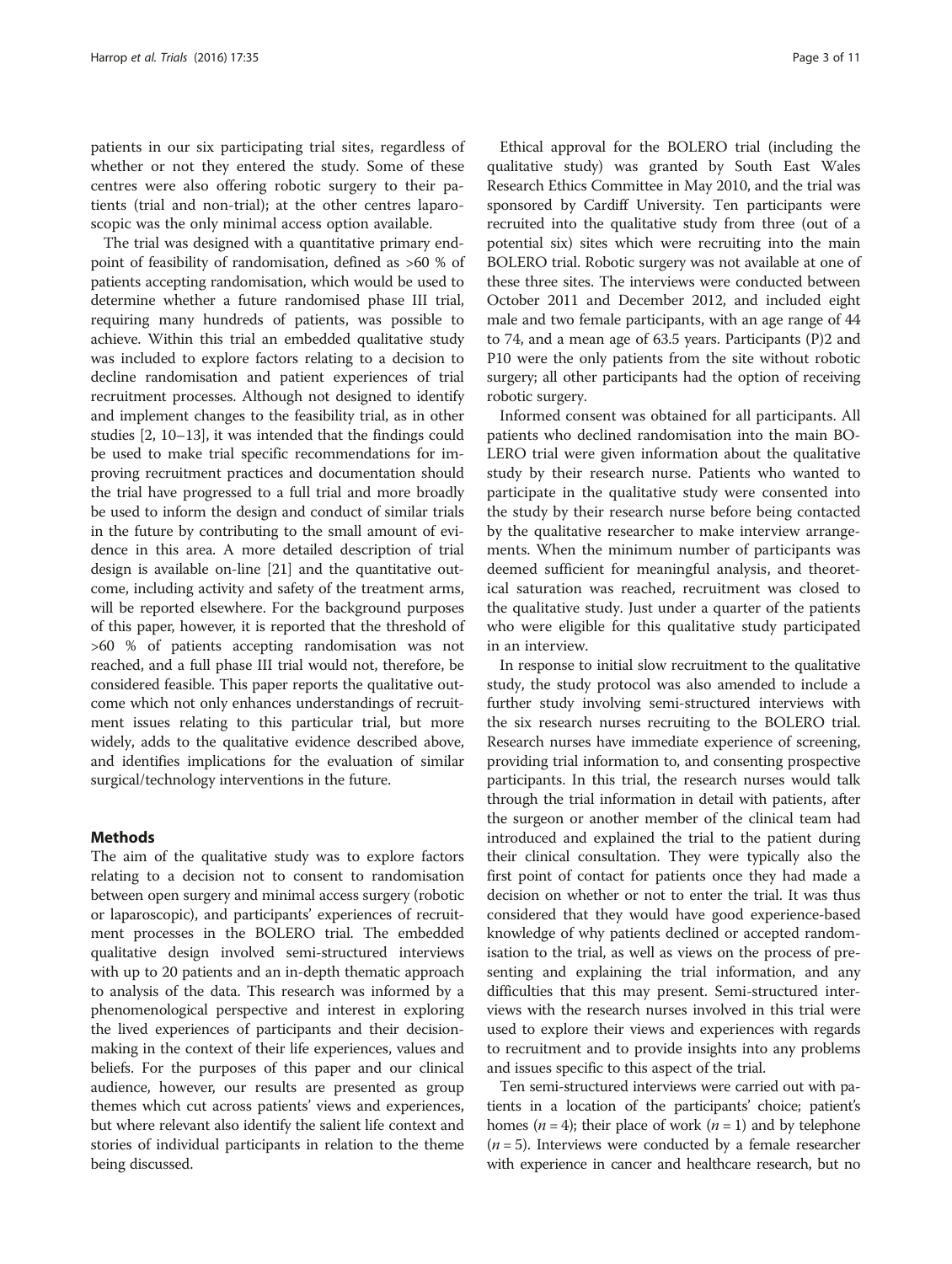patients in our six participating trial sites, regardless of whether or not they entered the study. Some of these centres were also offering robotic surgery to their patients (trial and non-trial); at the other centres laparoscopic was the only minimal access option available.

The trial was designed with a quantitative primary endpoint of feasibility of randomisation, defined as >60 % of patients accepting randomisation, which would be used to determine whether a future randomised phase III trial, requiring many hundreds of patients, was possible to achieve. Within this trial an embedded qualitative study was included to explore factors relating to a decision to decline randomisation and patient experiences of trial recruitment processes. Although not designed to identify and implement changes to the feasibility trial, as in other studies [2, 10–13], it was intended that the findings could be used to make trial specific recommendations for improving recruitment practices and documentation should the trial have progressed to a full trial and more broadly be used to inform the design and conduct of similar trials in the future by contributing to the small amount of evidence in this area. A more detailed description of trial design is available on-line [21] and the quantitative outcome, including activity and safety of the treatment arms, will be reported elsewhere. For the background purposes of this paper, however, it is reported that the threshold of >60 % of patients accepting randomisation was not reached, and a full phase III trial would not, therefore, be considered feasible. This paper reports the qualitative outcome which not only enhances understandings of recruitment issues relating to this particular trial, but more widely, adds to the qualitative evidence described above, and identifies implications for the evaluation of similar surgical/technology interventions in the future.

## Methods

The aim of the qualitative study was to explore factors relating to a decision not to consent to randomisation between open surgery and minimal access surgery (robotic or laparoscopic), and participants' experiences of recruitment processes in the BOLERO trial. The embedded qualitative design involved semi-structured interviews with up to 20 patients and an in-depth thematic approach to analysis of the data. This research was informed by a phenomenological perspective and interest in exploring the lived experiences of participants and their decision-making in the context of their life experiences, values and beliefs. For the purposes of this paper and our clinical audience, however, our results are presented as group themes which cut across patients' views and experiences, but where relevant also identify the salient life context and stories of individual participants in relation to the theme being discussed.

Ethical approval for the BOLERO trial (including the qualitative study) was granted by South East Wales Research Ethics Committee in May 2010, and the trial was sponsored by Cardiff University. Ten participants were recruited into the qualitative study from three (out of a potential six) sites which were recruiting into the main BOLERO trial. Robotic surgery was not available at one of these three sites. The interviews were conducted between October 2011 and December 2012, and included eight male and two female participants, with an age range of 44 to 74, and a mean age of 63.5 years. Participants (P)2 and P10 were the only patients from the site without robotic surgery; all other participants had the option of receiving robotic surgery.

Informed consent was obtained for all participants. All patients who declined randomisation into the main BOLERO trial were given information about the qualitative study by their research nurse. Patients who wanted to participate in the qualitative study were consented into the study by their research nurse before being contacted by the qualitative researcher to make interview arrangements. When the minimum number of participants was deemed sufficient for meaningful analysis, and theoretical saturation was reached, recruitment was closed to the qualitative study. Just under a quarter of the patients who were eligible for this qualitative study participated in an interview.

In response to initial slow recruitment to the qualitative study, the study protocol was also amended to include a further study involving semi-structured interviews with the six research nurses recruiting to the BOLERO trial. Research nurses have immediate experience of screening, providing trial information to, and consenting prospective participants. In this trial, the research nurses would talk through the trial information in detail with patients, after the surgeon or another member of the clinical team had introduced and explained the trial to the patient during their clinical consultation. They were typically also the first point of contact for patients once they had made a decision on whether or not to enter the trial. It was thus considered that they would have good experience-based knowledge of why patients declined or accepted randomisation to the trial, as well as views on the process of presenting and explaining the trial information, and any difficulties that this may present. Semi-structured interviews with the research nurses involved in this trial were used to explore their views and experiences with regards to recruitment and to provide insights into any problems and issues specific to this aspect of the trial.

Ten semi-structured interviews were carried out with patients in a location of the participants' choice; patient's homes ($n = 4$); their place of work ($n = 1$) and by telephone ($n = 5$). Interviews were conducted by a female researcher with experience in cancer and healthcare research, but no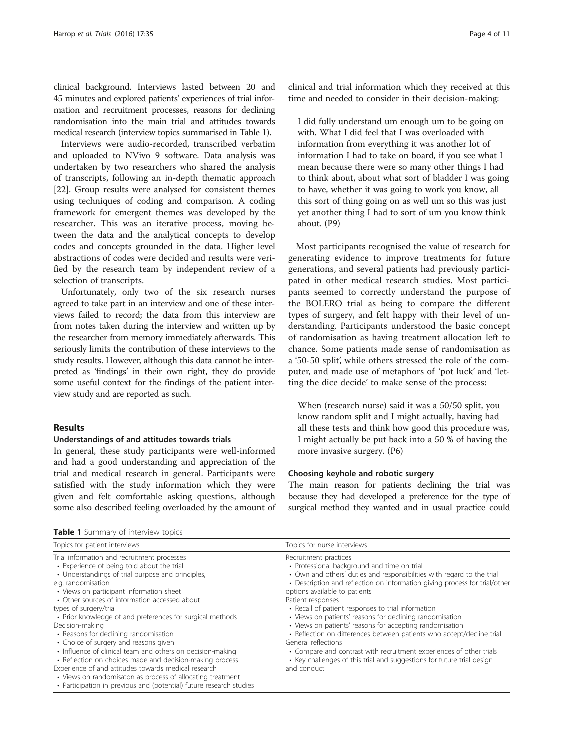clinical background. Interviews lasted between 20 and 45 minutes and explored patients' experiences of trial information and recruitment processes, reasons for declining randomisation into the main trial and attitudes towards medical research (interview topics summarised in Table 1).

Interviews were audio-recorded, transcribed verbatim and uploaded to NVivo 9 software. Data analysis was undertaken by two researchers who shared the analysis of transcripts, following an in-depth thematic approach [22]. Group results were analysed for consistent themes using techniques of coding and comparison. A coding framework for emergent themes was developed by the researcher. This was an iterative process, moving between the data and the analytical concepts to develop codes and concepts grounded in the data. Higher level abstractions of codes were decided and results were verified by the research team by independent review of a selection of transcripts.

Unfortunately, only two of the six research nurses agreed to take part in an interview and one of these interviews failed to record; the data from this interview are from notes taken during the interview and written up by the researcher from memory immediately afterwards. This seriously limits the contribution of these interviews to the study results. However, although this data cannot be interpreted as 'findings' in their own right, they do provide some useful context for the findings of the patient interview study and are reported as such.

## Results

### Understandings of and attitudes towards trials

In general, these study participants were well-informed and had a good understanding and appreciation of the trial and medical research in general. Participants were satisfied with the study information which they were given and felt comfortable asking questions, although some also described feeling overloaded by the amount of clinical and trial information which they received at this time and needed to consider in their decision-making:

> I did fully understand um enough um to be going on with. What I did feel that I was overloaded with information from everything it was another lot of information I had to take on board, if you see what I mean because there were so many other things I had to think about, about what sort of bladder I was going to have, whether it was going to work you know, all this sort of thing going on as well um so this was just yet another thing I had to sort of um you know think about. (P9)

Most participants recognised the value of research for generating evidence to improve treatments for future generations, and several patients had previously participated in other medical research studies. Most participants seemed to correctly understand the purpose of the BOLERO trial as being to compare the different types of surgery, and felt happy with their level of understanding. Participants understood the basic concept of randomisation as having treatment allocation left to chance. Some patients made sense of randomisation as a '50-50 split', while others stressed the role of the computer, and made use of metaphors of 'pot luck' and 'letting the dice decide' to make sense of the process:

> When (research nurse) said it was a 50/50 split, you know random split and I might actually, having had all these tests and think how good this procedure was, I might actually be put back into a 50 % of having the more invasive surgery. (P6)

### Choosing keyhole and robotic surgery

The main reason for patients declining the trial was because they had developed a preference for the type of surgical method they wanted and in usual practice could

**Table 1** Summary of interview topics

| Topics for patient interviews | Topics for nurse interviews |
|---|---|
| Trial information and recruitment processes<br>• Experience of being told about the trial<br>• Understandings of trial purpose and principles, e.g. randomisation<br>• Views on participant information sheet<br>• Other sources of information accessed about types of surgery/trial<br>• Prior knowledge of and preferences for surgical methods<br>Decision-making<br>• Reasons for declining randomisation<br>• Choice of surgery and reasons given<br>• Influence of clinical team and others on decision-making<br>• Reflection on choices made and decision-making process<br>Experience of and attitudes towards medical research<br>• Views on randomisaton as process of allocating treatment<br>• Participation in previous and (potential) future research studies | Recruitment practices<br>• Professional background and time on trial<br>• Own and others' duties and responsibilities with regard to the trial<br>• Description and reflection on information giving process for trial/other options available to patients<br>Patient responses<br>• Recall of patient responses to trial information<br>• Views on patients' reasons for declining randomisation<br>• Views on patients' reasons for accepting randomisation<br>• Reflection on differences between patients who accept/decline trial<br>General reflections<br>• Compare and contrast with recruitment experiences of other trials<br>• Key challenges of this trial and suggestions for future trial design and conduct |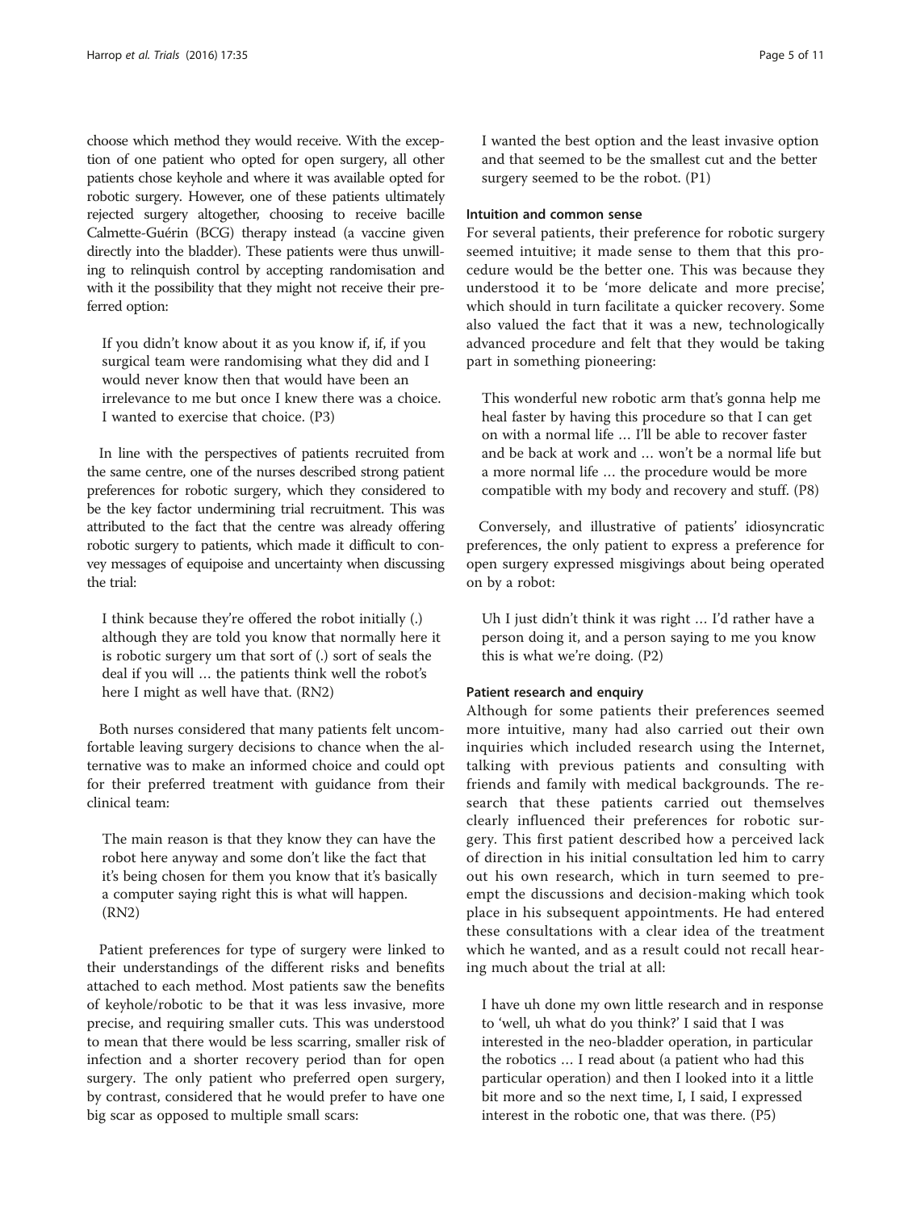choose which method they would receive. With the exception of one patient who opted for open surgery, all other patients chose keyhole and where it was available opted for robotic surgery. However, one of these patients ultimately rejected surgery altogether, choosing to receive bacille Calmette-Guérin (BCG) therapy instead (a vaccine given directly into the bladder). These patients were thus unwilling to relinquish control by accepting randomisation and with it the possibility that they might not receive their preferred option:

> If you didn't know about it as you know if, if, if you surgical team were randomising what they did and I would never know then that would have been an irrelevance to me but once I knew there was a choice. I wanted to exercise that choice. (P3)

In line with the perspectives of patients recruited from the same centre, one of the nurses described strong patient preferences for robotic surgery, which they considered to be the key factor undermining trial recruitment. This was attributed to the fact that the centre was already offering robotic surgery to patients, which made it difficult to convey messages of equipoise and uncertainty when discussing the trial:

> I think because they're offered the robot initially (.) although they are told you know that normally here it is robotic surgery um that sort of (.) sort of seals the deal if you will … the patients think well the robot's here I might as well have that. (RN2)

Both nurses considered that many patients felt uncomfortable leaving surgery decisions to chance when the alternative was to make an informed choice and could opt for their preferred treatment with guidance from their clinical team:

> The main reason is that they know they can have the robot here anyway and some don't like the fact that it's being chosen for them you know that it's basically a computer saying right this is what will happen. (RN2)

Patient preferences for type of surgery were linked to their understandings of the different risks and benefits attached to each method. Most patients saw the benefits of keyhole/robotic to be that it was less invasive, more precise, and requiring smaller cuts. This was understood to mean that there would be less scarring, smaller risk of infection and a shorter recovery period than for open surgery. The only patient who preferred open surgery, by contrast, considered that he would prefer to have one big scar as opposed to multiple small scars:

> I wanted the best option and the least invasive option and that seemed to be the smallest cut and the better surgery seemed to be the robot. (P1)

#### Intuition and common sense

For several patients, their preference for robotic surgery seemed intuitive; it made sense to them that this procedure would be the better one. This was because they understood it to be 'more delicate and more precise', which should in turn facilitate a quicker recovery. Some also valued the fact that it was a new, technologically advanced procedure and felt that they would be taking part in something pioneering:

> This wonderful new robotic arm that's gonna help me heal faster by having this procedure so that I can get on with a normal life … I'll be able to recover faster and be back at work and … won't be a normal life but a more normal life … the procedure would be more compatible with my body and recovery and stuff. (P8)

Conversely, and illustrative of patients' idiosyncratic preferences, the only patient to express a preference for open surgery expressed misgivings about being operated on by a robot:

> Uh I just didn't think it was right … I'd rather have a person doing it, and a person saying to me you know this is what we're doing. (P2)

#### Patient research and enquiry

Although for some patients their preferences seemed more intuitive, many had also carried out their own inquiries which included research using the Internet, talking with previous patients and consulting with friends and family with medical backgrounds. The research that these patients carried out themselves clearly influenced their preferences for robotic surgery. This first patient described how a perceived lack of direction in his initial consultation led him to carry out his own research, which in turn seemed to preempt the discussions and decision-making which took place in his subsequent appointments. He had entered these consultations with a clear idea of the treatment which he wanted, and as a result could not recall hearing much about the trial at all:

> I have uh done my own little research and in response to 'well, uh what do you think?' I said that I was interested in the neo-bladder operation, in particular the robotics … I read about (a patient who had this particular operation) and then I looked into it a little bit more and so the next time, I, I said, I expressed interest in the robotic one, that was there. (P5)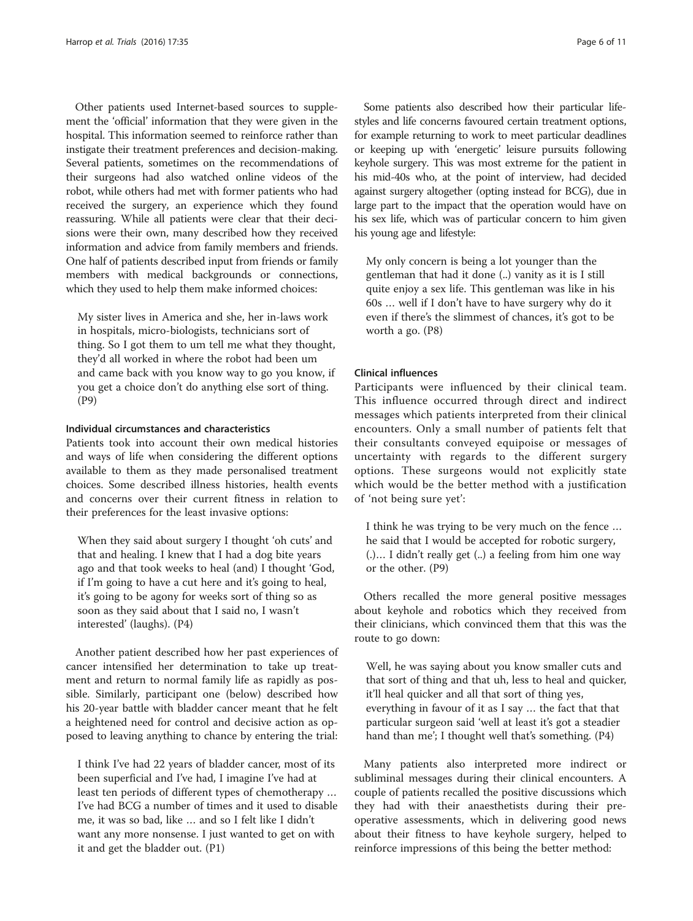Other patients used Internet-based sources to supplement the 'official' information that they were given in the hospital. This information seemed to reinforce rather than instigate their treatment preferences and decision-making. Several patients, sometimes on the recommendations of their surgeons had also watched online videos of the robot, while others had met with former patients who had received the surgery, an experience which they found reassuring. While all patients were clear that their decisions were their own, many described how they received information and advice from family members and friends. One half of patients described input from friends or family members with medical backgrounds or connections, which they used to help them make informed choices:

> My sister lives in America and she, her in-laws work in hospitals, micro-biologists, technicians sort of thing. So I got them to um tell me what they thought, they'd all worked in where the robot had been um and came back with you know way to go you know, if you get a choice don't do anything else sort of thing. (P9)

#### Individual circumstances and characteristics

Patients took into account their own medical histories and ways of life when considering the different options available to them as they made personalised treatment choices. Some described illness histories, health events and concerns over their current fitness in relation to their preferences for the least invasive options:

> When they said about surgery I thought 'oh cuts' and that and healing. I knew that I had a dog bite years ago and that took weeks to heal (and) I thought 'God, if I'm going to have a cut here and it's going to heal, it's going to be agony for weeks sort of thing so as soon as they said about that I said no, I wasn't interested' (laughs). (P4)

Another patient described how her past experiences of cancer intensified her determination to take up treatment and return to normal family life as rapidly as possible. Similarly, participant one (below) described how his 20-year battle with bladder cancer meant that he felt a heightened need for control and decisive action as opposed to leaving anything to chance by entering the trial:

> I think I've had 22 years of bladder cancer, most of its been superficial and I've had, I imagine I've had at least ten periods of different types of chemotherapy … I've had BCG a number of times and it used to disable me, it was so bad, like … and so I felt like I didn't want any more nonsense. I just wanted to get on with it and get the bladder out. (P1)

Some patients also described how their particular lifestyles and life concerns favoured certain treatment options, for example returning to work to meet particular deadlines or keeping up with 'energetic' leisure pursuits following keyhole surgery. This was most extreme for the patient in his mid-40s who, at the point of interview, had decided against surgery altogether (opting instead for BCG), due in large part to the impact that the operation would have on his sex life, which was of particular concern to him given his young age and lifestyle:

> My only concern is being a lot younger than the gentleman that had it done (..) vanity as it is I still quite enjoy a sex life. This gentleman was like in his 60s … well if I don't have to have surgery why do it even if there's the slimmest of chances, it's got to be worth a go. (P8)

#### Clinical influences

Participants were influenced by their clinical team. This influence occurred through direct and indirect messages which patients interpreted from their clinical encounters. Only a small number of patients felt that their consultants conveyed equipoise or messages of uncertainty with regards to the different surgery options. These surgeons would not explicitly state which would be the better method with a justification of 'not being sure yet':

> I think he was trying to be very much on the fence … he said that I would be accepted for robotic surgery, (.)… I didn't really get (..) a feeling from him one way or the other. (P9)

Others recalled the more general positive messages about keyhole and robotics which they received from their clinicians, which convinced them that this was the route to go down:

> Well, he was saying about you know smaller cuts and that sort of thing and that uh, less to heal and quicker, it'll heal quicker and all that sort of thing yes, everything in favour of it as I say … the fact that that particular surgeon said 'well at least it's got a steadier hand than me'; I thought well that's something. (P4)

Many patients also interpreted more indirect or subliminal messages during their clinical encounters. A couple of patients recalled the positive discussions which they had with their anaesthetists during their pre-operative assessments, which in delivering good news about their fitness to have keyhole surgery, helped to reinforce impressions of this being the better method: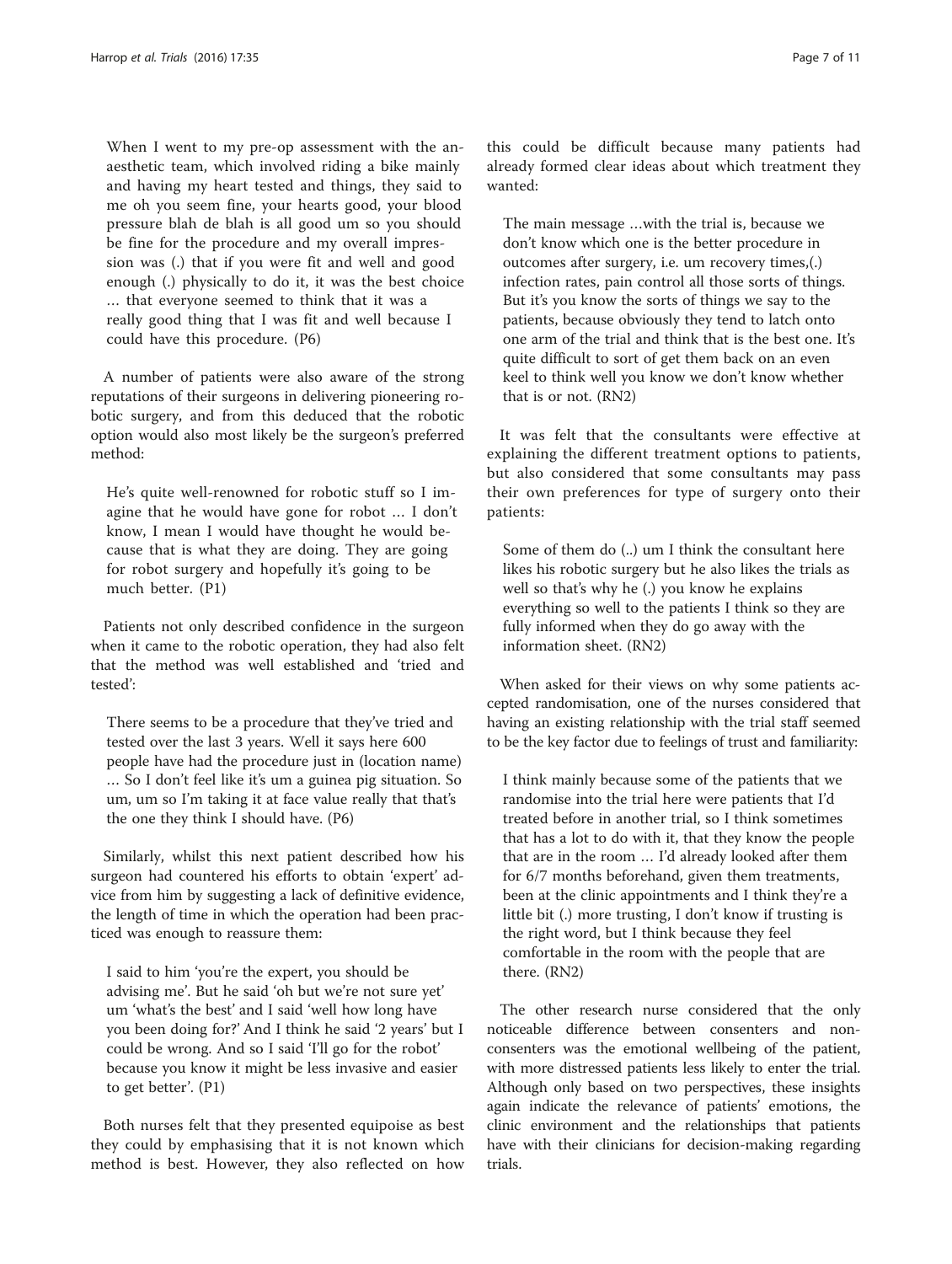> When I went to my pre-op assessment with the anaesthetic team, which involved riding a bike mainly and having my heart tested and things, they said to me oh you seem fine, your hearts good, your blood pressure blah de blah is all good um so you should be fine for the procedure and my overall impression was (.) that if you were fit and well and good enough (.) physically to do it, it was the best choice … that everyone seemed to think that it was a really good thing that I was fit and well because I could have this procedure. (P6)

A number of patients were also aware of the strong reputations of their surgeons in delivering pioneering robotic surgery, and from this deduced that the robotic option would also most likely be the surgeon's preferred method:

> He's quite well-renowned for robotic stuff so I imagine that he would have gone for robot … I don't know, I mean I would have thought he would because that is what they are doing. They are going for robot surgery and hopefully it's going to be much better. (P1)

Patients not only described confidence in the surgeon when it came to the robotic operation, they had also felt that the method was well established and 'tried and tested':

> There seems to be a procedure that they've tried and tested over the last 3 years. Well it says here 600 people have had the procedure just in (location name) … So I don't feel like it's um a guinea pig situation. So um, um so I'm taking it at face value really that that's the one they think I should have. (P6)

Similarly, whilst this next patient described how his surgeon had countered his efforts to obtain 'expert' advice from him by suggesting a lack of definitive evidence, the length of time in which the operation had been practiced was enough to reassure them:

> I said to him 'you're the expert, you should be advising me'. But he said 'oh but we're not sure yet' um 'what's the best' and I said 'well how long have you been doing for?' And I think he said '2 years' but I could be wrong. And so I said 'I'll go for the robot' because you know it might be less invasive and easier to get better'. (P1)

Both nurses felt that they presented equipoise as best they could by emphasising that it is not known which method is best. However, they also reflected on how this could be difficult because many patients had already formed clear ideas about which treatment they wanted:

> The main message …with the trial is, because we don't know which one is the better procedure in outcomes after surgery, i.e. um recovery times,(.) infection rates, pain control all those sorts of things. But it's you know the sorts of things we say to the patients, because obviously they tend to latch onto one arm of the trial and think that is the best one. It's quite difficult to sort of get them back on an even keel to think well you know we don't know whether that is or not. (RN2)

It was felt that the consultants were effective at explaining the different treatment options to patients, but also considered that some consultants may pass their own preferences for type of surgery onto their patients:

> Some of them do (..) um I think the consultant here likes his robotic surgery but he also likes the trials as well so that's why he (.) you know he explains everything so well to the patients I think so they are fully informed when they do go away with the information sheet. (RN2)

When asked for their views on why some patients accepted randomisation, one of the nurses considered that having an existing relationship with the trial staff seemed to be the key factor due to feelings of trust and familiarity:

> I think mainly because some of the patients that we randomise into the trial here were patients that I'd treated before in another trial, so I think sometimes that has a lot to do with it, that they know the people that are in the room … I'd already looked after them for 6/7 months beforehand, given them treatments, been at the clinic appointments and I think they're a little bit (.) more trusting, I don't know if trusting is the right word, but I think because they feel comfortable in the room with the people that are there. (RN2)

The other research nurse considered that the only noticeable difference between consenters and non-consenters was the emotional wellbeing of the patient, with more distressed patients less likely to enter the trial. Although only based on two perspectives, these insights again indicate the relevance of patients' emotions, the clinic environment and the relationships that patients have with their clinicians for decision-making regarding trials.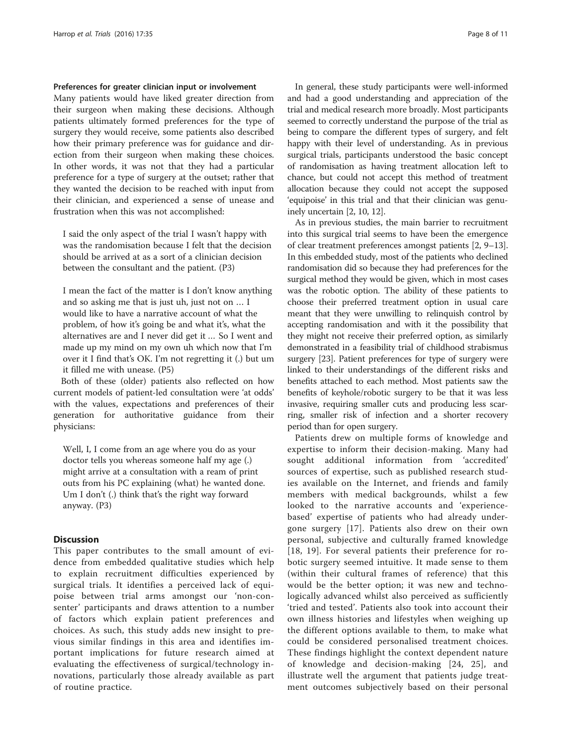#### Preferences for greater clinician input or involvement

Many patients would have liked greater direction from their surgeon when making these decisions. Although patients ultimately formed preferences for the type of surgery they would receive, some patients also described how their primary preference was for guidance and direction from their surgeon when making these choices. In other words, it was not that they had a particular preference for a type of surgery at the outset; rather that they wanted the decision to be reached with input from their clinician, and experienced a sense of unease and frustration when this was not accomplished:

> I said the only aspect of the trial I wasn't happy with was the randomisation because I felt that the decision should be arrived at as a sort of a clinician decision between the consultant and the patient. (P3)

> I mean the fact of the matter is I don't know anything and so asking me that is just uh, just not on … I would like to have a narrative account of what the problem, of how it's going be and what it's, what the alternatives are and I never did get it … So I went and made up my mind on my own uh which now that I'm over it I find that's OK. I'm not regretting it (.) but um it filled me with unease. (P5)

Both of these (older) patients also reflected on how current models of patient-led consultation were 'at odds' with the values, expectations and preferences of their generation for authoritative guidance from their physicians:

> Well, I, I come from an age where you do as your doctor tells you whereas someone half my age (.) might arrive at a consultation with a ream of print outs from his PC explaining (what) he wanted done. Um I don't (.) think that's the right way forward anyway. (P3)

## Discussion

This paper contributes to the small amount of evidence from embedded qualitative studies which help to explain recruitment difficulties experienced by surgical trials. It identifies a perceived lack of equipoise between trial arms amongst our 'non-consenter' participants and draws attention to a number of factors which explain patient preferences and choices. As such, this study adds new insight to previous similar findings in this area and identifies important implications for future research aimed at evaluating the effectiveness of surgical/technology innovations, particularly those already available as part of routine practice.

In general, these study participants were well-informed and had a good understanding and appreciation of the trial and medical research more broadly. Most participants seemed to correctly understand the purpose of the trial as being to compare the different types of surgery, and felt happy with their level of understanding. As in previous surgical trials, participants understood the basic concept of randomisation as having treatment allocation left to chance, but could not accept this method of treatment allocation because they could not accept the supposed 'equipoise' in this trial and that their clinician was genuinely uncertain [2, 10, 12].

As in previous studies, the main barrier to recruitment into this surgical trial seems to have been the emergence of clear treatment preferences amongst patients [2, 9–13]. In this embedded study, most of the patients who declined randomisation did so because they had preferences for the surgical method they would be given, which in most cases was the robotic option. The ability of these patients to choose their preferred treatment option in usual care meant that they were unwilling to relinquish control by accepting randomisation and with it the possibility that they might not receive their preferred option, as similarly demonstrated in a feasibility trial of childhood strabismus surgery [23]. Patient preferences for type of surgery were linked to their understandings of the different risks and benefits attached to each method. Most patients saw the benefits of keyhole/robotic surgery to be that it was less invasive, requiring smaller cuts and producing less scarring, smaller risk of infection and a shorter recovery period than for open surgery.

Patients drew on multiple forms of knowledge and expertise to inform their decision-making. Many had sought additional information from 'accredited' sources of expertise, such as published research studies available on the Internet, and friends and family members with medical backgrounds, whilst a few looked to the narrative accounts and 'experience-based' expertise of patients who had already undergone surgery [17]. Patients also drew on their own personal, subjective and culturally framed knowledge [18, 19]. For several patients their preference for robotic surgery seemed intuitive. It made sense to them (within their cultural frames of reference) that this would be the better option; it was new and technologically advanced whilst also perceived as sufficiently 'tried and tested'. Patients also took into account their own illness histories and lifestyles when weighing up the different options available to them, to make what could be considered personalised treatment choices. These findings highlight the context dependent nature of knowledge and decision-making [24, 25], and illustrate well the argument that patients judge treatment outcomes subjectively based on their personal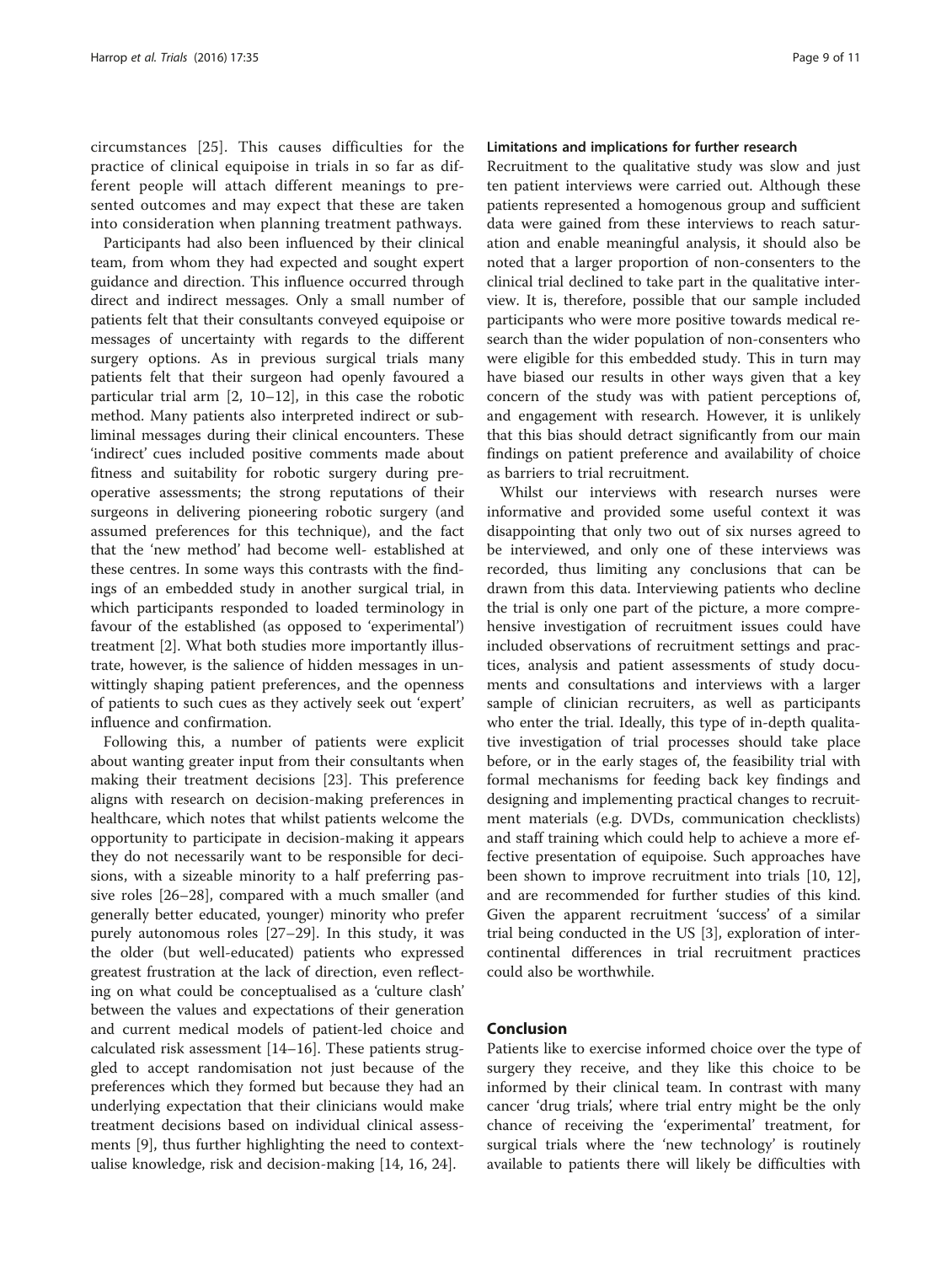circumstances [25]. This causes difficulties for the practice of clinical equipoise in trials in so far as different people will attach different meanings to presented outcomes and may expect that these are taken into consideration when planning treatment pathways.

Participants had also been influenced by their clinical team, from whom they had expected and sought expert guidance and direction. This influence occurred through direct and indirect messages. Only a small number of patients felt that their consultants conveyed equipoise or messages of uncertainty with regards to the different surgery options. As in previous surgical trials many patients felt that their surgeon had openly favoured a particular trial arm [2, 10–12], in this case the robotic method. Many patients also interpreted indirect or subliminal messages during their clinical encounters. These 'indirect' cues included positive comments made about fitness and suitability for robotic surgery during preoperative assessments; the strong reputations of their surgeons in delivering pioneering robotic surgery (and assumed preferences for this technique), and the fact that the 'new method' had become well- established at these centres. In some ways this contrasts with the findings of an embedded study in another surgical trial, in which participants responded to loaded terminology in favour of the established (as opposed to 'experimental') treatment [2]. What both studies more importantly illustrate, however, is the salience of hidden messages in unwittingly shaping patient preferences, and the openness of patients to such cues as they actively seek out 'expert' influence and confirmation.

Following this, a number of patients were explicit about wanting greater input from their consultants when making their treatment decisions [23]. This preference aligns with research on decision-making preferences in healthcare, which notes that whilst patients welcome the opportunity to participate in decision-making it appears they do not necessarily want to be responsible for decisions, with a sizeable minority to a half preferring passive roles [26–28], compared with a much smaller (and generally better educated, younger) minority who prefer purely autonomous roles [27–29]. In this study, it was the older (but well-educated) patients who expressed greatest frustration at the lack of direction, even reflecting on what could be conceptualised as a 'culture clash' between the values and expectations of their generation and current medical models of patient-led choice and calculated risk assessment [14–16]. These patients struggled to accept randomisation not just because of the preferences which they formed but because they had an underlying expectation that their clinicians would make treatment decisions based on individual clinical assessments [9], thus further highlighting the need to contextualise knowledge, risk and decision-making [14, 16, 24].

### Limitations and implications for further research

Recruitment to the qualitative study was slow and just ten patient interviews were carried out. Although these patients represented a homogenous group and sufficient data were gained from these interviews to reach saturation and enable meaningful analysis, it should also be noted that a larger proportion of non-consenters to the clinical trial declined to take part in the qualitative interview. It is, therefore, possible that our sample included participants who were more positive towards medical research than the wider population of non-consenters who were eligible for this embedded study. This in turn may have biased our results in other ways given that a key concern of the study was with patient perceptions of, and engagement with research. However, it is unlikely that this bias should detract significantly from our main findings on patient preference and availability of choice as barriers to trial recruitment.

Whilst our interviews with research nurses were informative and provided some useful context it was disappointing that only two out of six nurses agreed to be interviewed, and only one of these interviews was recorded, thus limiting any conclusions that can be drawn from this data. Interviewing patients who decline the trial is only one part of the picture, a more comprehensive investigation of recruitment issues could have included observations of recruitment settings and practices, analysis and patient assessments of study documents and consultations and interviews with a larger sample of clinician recruiters, as well as participants who enter the trial. Ideally, this type of in-depth qualitative investigation of trial processes should take place before, or in the early stages of, the feasibility trial with formal mechanisms for feeding back key findings and designing and implementing practical changes to recruitment materials (e.g. DVDs, communication checklists) and staff training which could help to achieve a more effective presentation of equipoise. Such approaches have been shown to improve recruitment into trials [10, 12], and are recommended for further studies of this kind. Given the apparent recruitment 'success' of a similar trial being conducted in the US [3], exploration of intercontinental differences in trial recruitment practices could also be worthwhile.

## Conclusion

Patients like to exercise informed choice over the type of surgery they receive, and they like this choice to be informed by their clinical team. In contrast with many cancer 'drug trials', where trial entry might be the only chance of receiving the 'experimental' treatment, for surgical trials where the 'new technology' is routinely available to patients there will likely be difficulties with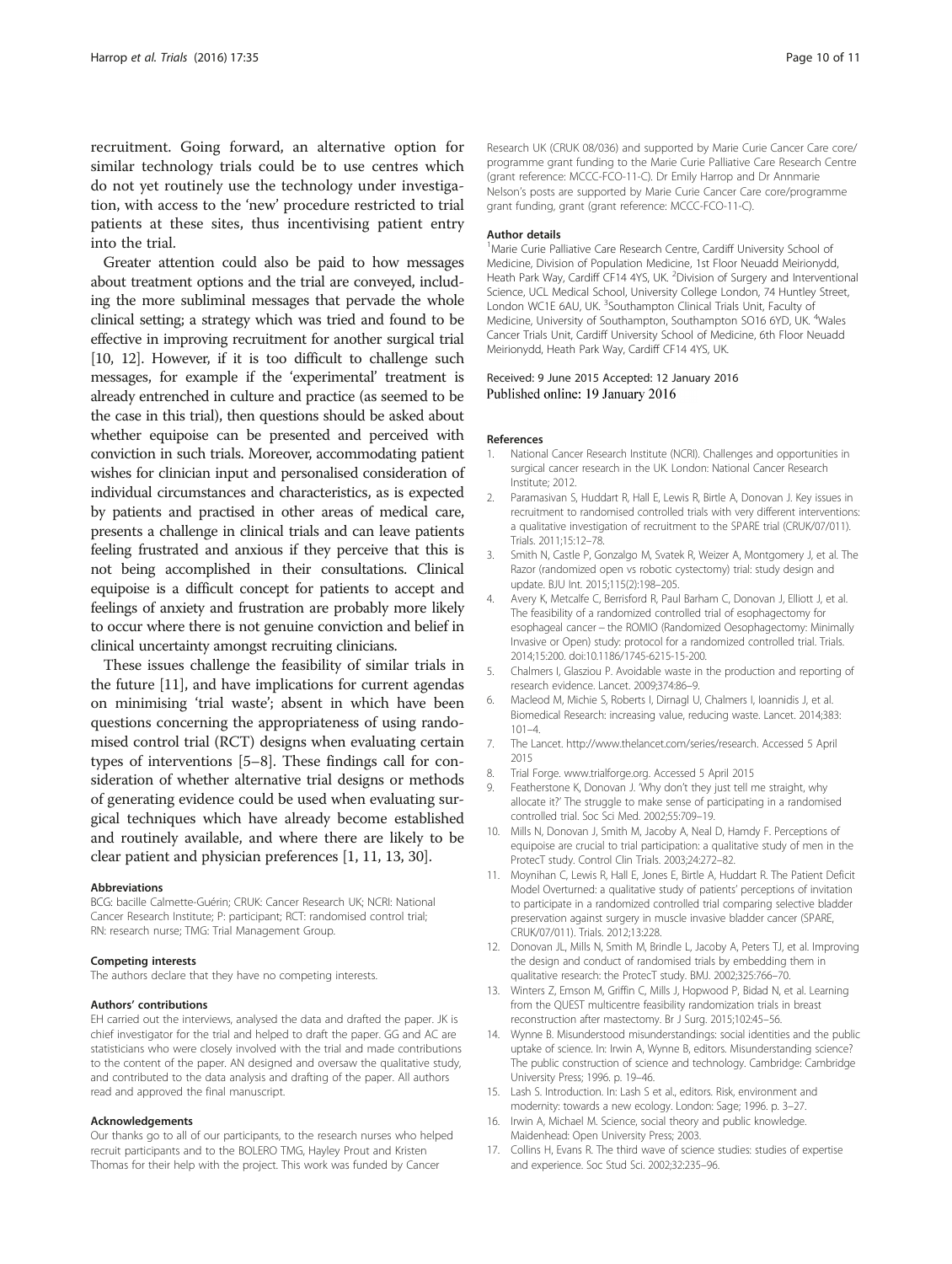recruitment. Going forward, an alternative option for similar technology trials could be to use centres which do not yet routinely use the technology under investigation, with access to the 'new' procedure restricted to trial patients at these sites, thus incentivising patient entry into the trial.

Greater attention could also be paid to how messages about treatment options and the trial are conveyed, including the more subliminal messages that pervade the whole clinical setting; a strategy which was tried and found to be effective in improving recruitment for another surgical trial [10, 12]. However, if it is too difficult to challenge such messages, for example if the 'experimental' treatment is already entrenched in culture and practice (as seemed to be the case in this trial), then questions should be asked about whether equipoise can be presented and perceived with conviction in such trials. Moreover, accommodating patient wishes for clinician input and personalised consideration of individual circumstances and characteristics, as is expected by patients and practised in other areas of medical care, presents a challenge in clinical trials and can leave patients feeling frustrated and anxious if they perceive that this is not being accomplished in their consultations. Clinical equipoise is a difficult concept for patients to accept and feelings of anxiety and frustration are probably more likely to occur where there is not genuine conviction and belief in clinical uncertainty amongst recruiting clinicians.

These issues challenge the feasibility of similar trials in the future [11], and have implications for current agendas on minimising 'trial waste'; absent in which have been questions concerning the appropriateness of using randomised control trial (RCT) designs when evaluating certain types of interventions [5–8]. These findings call for consideration of whether alternative trial designs or methods of generating evidence could be used when evaluating surgical techniques which have already become established and routinely available, and where there are likely to be clear patient and physician preferences [1, 11, 13, 30].

#### Abbreviations

BCG: bacille Calmette-Guérin; CRUK: Cancer Research UK; NCRI: National Cancer Research Institute; P: participant; RCT: randomised control trial; RN: research nurse; TMG: Trial Management Group.

#### Competing interests

The authors declare that they have no competing interests.

#### Authors' contributions

EH carried out the interviews, analysed the data and drafted the paper. JK is chief investigator for the trial and helped to draft the paper. GG and AC are statisticians who were closely involved with the trial and made contributions to the content of the paper. AN designed and oversaw the qualitative study, and contributed to the data analysis and drafting of the paper. All authors read and approved the final manuscript.

#### Acknowledgements

Our thanks go to all of our participants, to the research nurses who helped recruit participants and to the BOLERO TMG, Hayley Prout and Kristen Thomas for their help with the project. This work was funded by Cancer Research UK (CRUK 08/036) and supported by Marie Curie Cancer Care core/programme grant funding to the Marie Curie Palliative Care Research Centre (grant reference: MCCC-FCO-11-C). Dr Emily Harrop and Dr Annmarie Nelson's posts are supported by Marie Curie Cancer Care core/programme grant funding, grant (grant reference: MCCC-FCO-11-C).

#### Author details

[1]Marie Curie Palliative Care Research Centre, Cardiff University School of Medicine, Division of Population Medicine, 1st Floor Neuadd Meirionydd, Heath Park Way, Cardiff CF14 4YS, UK. [2]Division of Surgery and Interventional Science, UCL Medical School, University College London, 74 Huntley Street, London WC1E 6AU, UK. [3]Southampton Clinical Trials Unit, Faculty of Medicine, University of Southampton, Southampton SO16 6YD, UK. [4]Wales Cancer Trials Unit, Cardiff University School of Medicine, 6th Floor Neuadd Meirionydd, Heath Park Way, Cardiff CF14 4YS, UK.

Received: 9 June 2015 Accepted: 12 January 2016
Published online: 19 January 2016

#### References

1. National Cancer Research Institute (NCRI). Challenges and opportunities in surgical cancer research in the UK. London: National Cancer Research Institute; 2012.
2. Paramasivan S, Huddart R, Hall E, Lewis R, Birtle A, Donovan J. Key issues in recruitment to randomised controlled trials with very different interventions: a qualitative investigation of recruitment to the SPARE trial (CRUK/07/011). Trials. 2011;15:12–78.
3. Smith N, Castle P, Gonzalgo M, Svatek R, Weizer A, Montgomery J, et al. The Razor (randomized open vs robotic cystectomy) trial: study design and update. BJU Int. 2015;115(2):198–205.
4. Avery K, Metcalfe C, Berrisford R, Paul Barham C, Donovan J, Elliott J, et al. The feasibility of a randomized controlled trial of esophagectomy for esophageal cancer – the ROMIO (Randomized Oesophagectomy: Minimally Invasive or Open) study: protocol for a randomized controlled trial. Trials. 2014;15:200. doi:10.1186/1745-6215-15-200.
5. Chalmers I, Glasziou P. Avoidable waste in the production and reporting of research evidence. Lancet. 2009;374:86–9.
6. Macleod M, Michie S, Roberts I, Dirnagl U, Chalmers I, Ioannidis J, et al. Biomedical Research: increasing value, reducing waste. Lancet. 2014;383:101–4.
7. The Lancet. http://www.thelancet.com/series/research. Accessed 5 April 2015
8. Trial Forge. www.trialforge.org. Accessed 5 April 2015
9. Featherstone K, Donovan J. 'Why don't they just tell me straight, why allocate it?' The struggle to make sense of participating in a randomised controlled trial. Soc Sci Med. 2002;55:709–19.
10. Mills N, Donovan J, Smith M, Jacoby A, Neal D, Hamdy F. Perceptions of equipoise are crucial to trial participation: a qualitative study of men in the ProtecT study. Control Clin Trials. 2003;24:272–82.
11. Moynihan C, Lewis R, Hall E, Jones E, Birtle A, Huddart R. The Patient Deficit Model Overturned: a qualitative study of patients' perceptions of invitation to participate in a randomized controlled trial comparing selective bladder preservation against surgery in muscle invasive bladder cancer (SPARE, CRUK/07/011). Trials. 2012;13:228.
12. Donovan JL, Mills N, Smith M, Brindle L, Jacoby A, Peters TJ, et al. Improving the design and conduct of randomised trials by embedding them in qualitative research: the ProtecT study. BMJ. 2002;325:766–70.
13. Winters Z, Emson M, Griffin C, Mills J, Hopwood P, Bidad N, et al. Learning from the QUEST multicentre feasibility randomization trials in breast reconstruction after mastectomy. Br J Surg. 2015;102:45–56.
14. Wynne B. Misunderstood misunderstandings: social identities and the public uptake of science. In: Irwin A, Wynne B, editors. Misunderstanding science? The public construction of science and technology. Cambridge: Cambridge University Press; 1996. p. 19–46.
15. Lash S. Introduction. In: Lash S et al., editors. Risk, environment and modernity: towards a new ecology. London: Sage; 1996. p. 3–27.
16. Irwin A, Michael M. Science, social theory and public knowledge. Maidenhead: Open University Press; 2003.
17. Collins H, Evans R. The third wave of science studies: studies of expertise and experience. Soc Stud Sci. 2002;32:235–96.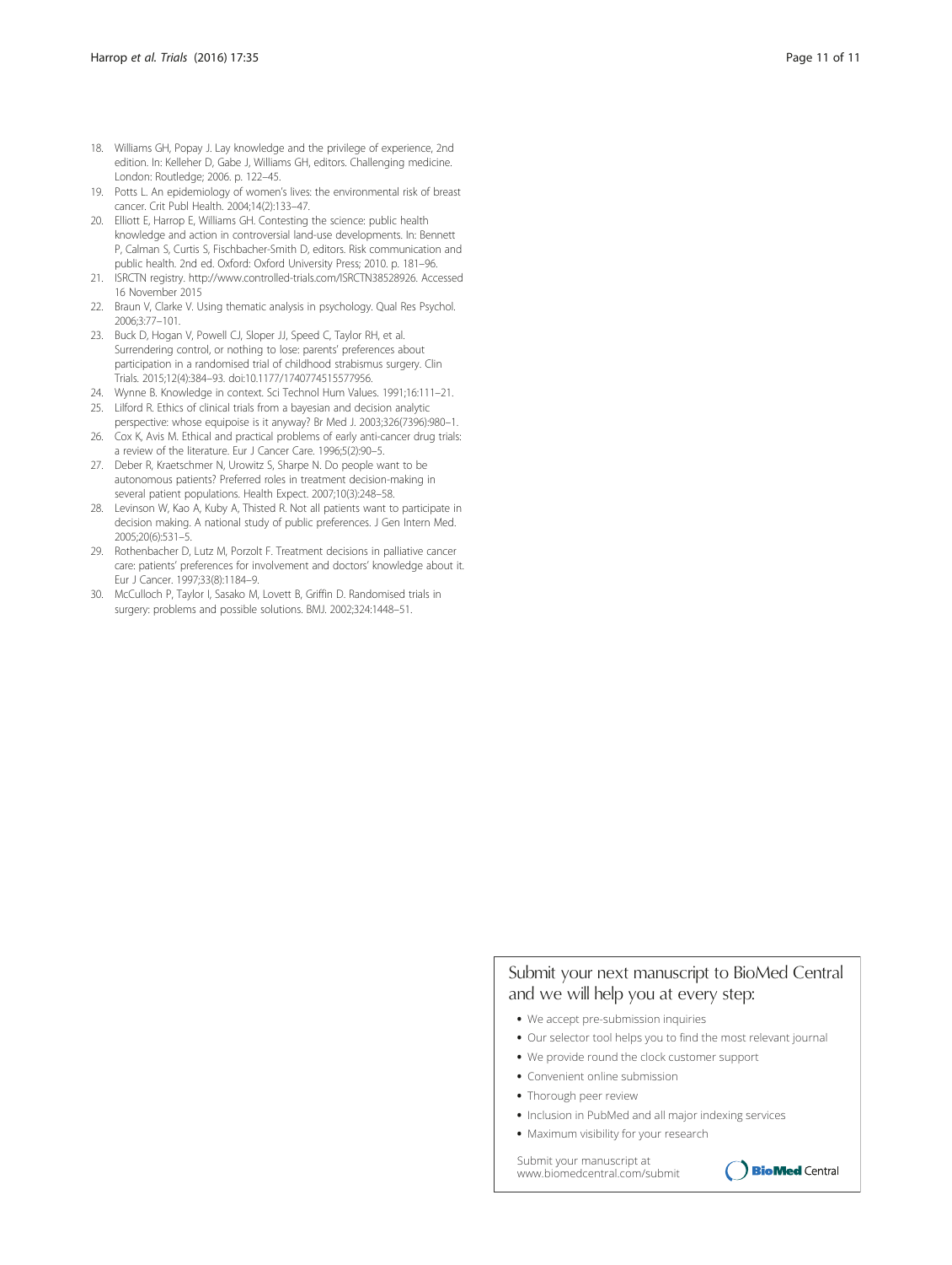18. Williams GH, Popay J. Lay knowledge and the privilege of experience, 2nd edition. In: Kelleher D, Gabe J, Williams GH, editors. Challenging medicine. London: Routledge; 2006. p. 122–45.
19. Potts L. An epidemiology of women's lives: the environmental risk of breast cancer. Crit Publ Health. 2004;14(2):133–47.
20. Elliott E, Harrop E, Williams GH. Contesting the science: public health knowledge and action in controversial land-use developments. In: Bennett P, Calman S, Curtis S, Fischbacher-Smith D, editors. Risk communication and public health. 2nd ed. Oxford: Oxford University Press; 2010. p. 181–96.
21. ISRCTN registry. http://www.controlled-trials.com/ISRCTN38528926. Accessed 16 November 2015
22. Braun V, Clarke V. Using thematic analysis in psychology. Qual Res Psychol. 2006;3:77–101.
23. Buck D, Hogan V, Powell CJ, Sloper JJ, Speed C, Taylor RH, et al. Surrendering control, or nothing to lose: parents' preferences about participation in a randomised trial of childhood strabismus surgery. Clin Trials. 2015;12(4):384–93. doi:10.1177/1740774515577956.
24. Wynne B. Knowledge in context. Sci Technol Hum Values. 1991;16:111–21.
25. Lilford R. Ethics of clinical trials from a bayesian and decision analytic perspective: whose equipoise is it anyway? Br Med J. 2003;326(7396):980–1.
26. Cox K, Avis M. Ethical and practical problems of early anti-cancer drug trials: a review of the literature. Eur J Cancer Care. 1996;5(2):90–5.
27. Deber R, Kraetschmer N, Urowitz S, Sharpe N. Do people want to be autonomous patients? Preferred roles in treatment decision-making in several patient populations. Health Expect. 2007;10(3):248–58.
28. Levinson W, Kao A, Kuby A, Thisted R. Not all patients want to participate in decision making. A national study of public preferences. J Gen Intern Med. 2005;20(6):531–5.
29. Rothenbacher D, Lutz M, Porzolt F. Treatment decisions in palliative cancer care: patients' preferences for involvement and doctors' knowledge about it. Eur J Cancer. 1997;33(8):1184–9.
30. McCulloch P, Taylor I, Sasako M, Lovett B, Griffin D. Randomised trials in surgery: problems and possible solutions. BMJ. 2002;324:1448–51.

Submit your next manuscript to BioMed Central and we will help you at every step:

- We accept pre-submission inquiries
- Our selector tool helps you to find the most relevant journal
- We provide round the clock customer support
- Convenient online submission
- Thorough peer review
- Inclusion in PubMed and all major indexing services
- Maximum visibility for your research

Submit your manuscript at www.biomedcentral.com/submit

BioMed Central